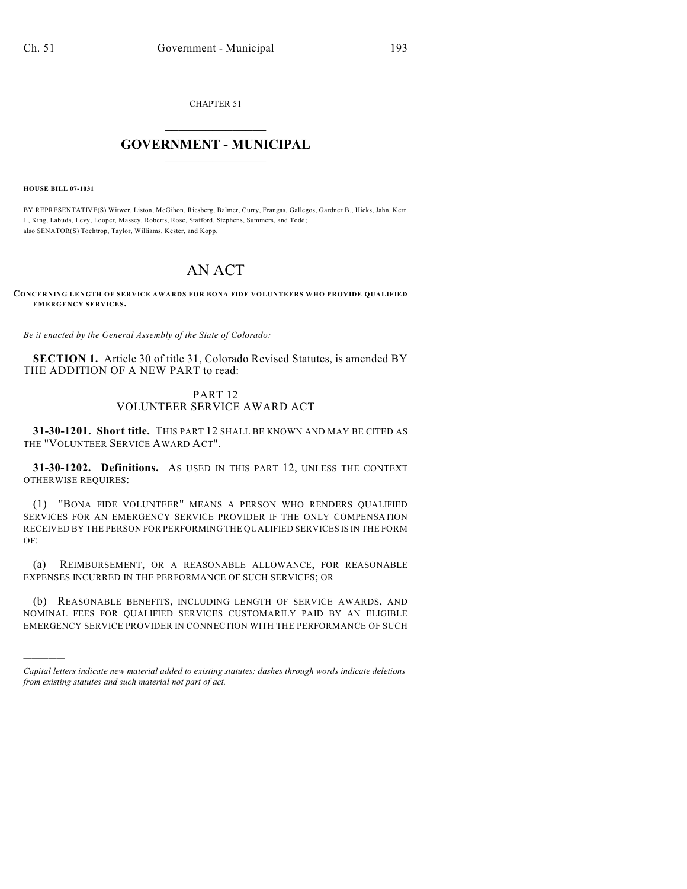CHAPTER 51

# GOVERNMENT - MUNICIPAL

**HOUSE BILL 07-1031**

BY REPRESENTATIVE(S) Witwer, Liston, McGihon, Riesberg, Balmer, Curry, Frangas, Gallegos, Gardner B., Hicks, Jahn, Kerr J., King, Labuda, Levy, Looper, Massey, Roberts, Rose, Stafford, Stephens, Summers, and Todd;
also SENATOR(S) Tochtrop, Taylor, Williams, Kester, and Kopp.

# AN ACT

**CONCERNING LENGTH OF SERVICE AWARDS FOR BONA FIDE VOLUNTEERS WHO PROVIDE QUALIFIED EMERGENCY SERVICES.**

*Be it enacted by the General Assembly of the State of Colorado:*

**SECTION 1.** Article 30 of title 31, Colorado Revised Statutes, is amended BY THE ADDITION OF A NEW PART to read:

## PART 12
## VOLUNTEER SERVICE AWARD ACT

**31-30-1201. Short title.** THIS PART 12 SHALL BE KNOWN AND MAY BE CITED AS THE "VOLUNTEER SERVICE AWARD ACT".

**31-30-1202. Definitions.** AS USED IN THIS PART 12, UNLESS THE CONTEXT OTHERWISE REQUIRES:

(1) "BONA FIDE VOLUNTEER" MEANS A PERSON WHO RENDERS QUALIFIED SERVICES FOR AN EMERGENCY SERVICE PROVIDER IF THE ONLY COMPENSATION RECEIVED BY THE PERSON FOR PERFORMING THE QUALIFIED SERVICES IS IN THE FORM OF:

(a) REIMBURSEMENT, OR A REASONABLE ALLOWANCE, FOR REASONABLE EXPENSES INCURRED IN THE PERFORMANCE OF SUCH SERVICES; OR

(b) REASONABLE BENEFITS, INCLUDING LENGTH OF SERVICE AWARDS, AND NOMINAL FEES FOR QUALIFIED SERVICES CUSTOMARILY PAID BY AN ELIGIBLE EMERGENCY SERVICE PROVIDER IN CONNECTION WITH THE PERFORMANCE OF SUCH

*Capital letters indicate new material added to existing statutes; dashes through words indicate deletions from existing statutes and such material not part of act.*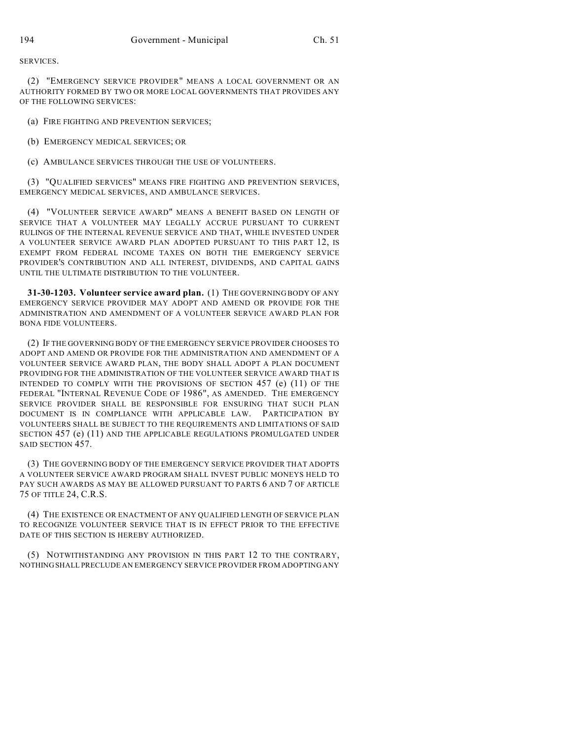SERVICES.

(2) "EMERGENCY SERVICE PROVIDER" MEANS A LOCAL GOVERNMENT OR AN AUTHORITY FORMED BY TWO OR MORE LOCAL GOVERNMENTS THAT PROVIDES ANY OF THE FOLLOWING SERVICES:

(a) FIRE FIGHTING AND PREVENTION SERVICES;

(b) EMERGENCY MEDICAL SERVICES; OR

(c) AMBULANCE SERVICES THROUGH THE USE OF VOLUNTEERS.

(3) "QUALIFIED SERVICES" MEANS FIRE FIGHTING AND PREVENTION SERVICES, EMERGENCY MEDICAL SERVICES, AND AMBULANCE SERVICES.

(4) "VOLUNTEER SERVICE AWARD" MEANS A BENEFIT BASED ON LENGTH OF SERVICE THAT A VOLUNTEER MAY LEGALLY ACCRUE PURSUANT TO CURRENT RULINGS OF THE INTERNAL REVENUE SERVICE AND THAT, WHILE INVESTED UNDER A VOLUNTEER SERVICE AWARD PLAN ADOPTED PURSUANT TO THIS PART 12, IS EXEMPT FROM FEDERAL INCOME TAXES ON BOTH THE EMERGENCY SERVICE PROVIDER'S CONTRIBUTION AND ALL INTEREST, DIVIDENDS, AND CAPITAL GAINS UNTIL THE ULTIMATE DISTRIBUTION TO THE VOLUNTEER.

**31-30-1203. Volunteer service award plan.** (1) THE GOVERNING BODY OF ANY EMERGENCY SERVICE PROVIDER MAY ADOPT AND AMEND OR PROVIDE FOR THE ADMINISTRATION AND AMENDMENT OF A VOLUNTEER SERVICE AWARD PLAN FOR BONA FIDE VOLUNTEERS.

(2) IF THE GOVERNING BODY OF THE EMERGENCY SERVICE PROVIDER CHOOSES TO ADOPT AND AMEND OR PROVIDE FOR THE ADMINISTRATION AND AMENDMENT OF A VOLUNTEER SERVICE AWARD PLAN, THE BODY SHALL ADOPT A PLAN DOCUMENT PROVIDING FOR THE ADMINISTRATION OF THE VOLUNTEER SERVICE AWARD THAT IS INTENDED TO COMPLY WITH THE PROVISIONS OF SECTION 457 (e) (11) OF THE FEDERAL "INTERNAL REVENUE CODE OF 1986", AS AMENDED. THE EMERGENCY SERVICE PROVIDER SHALL BE RESPONSIBLE FOR ENSURING THAT SUCH PLAN DOCUMENT IS IN COMPLIANCE WITH APPLICABLE LAW. PARTICIPATION BY VOLUNTEERS SHALL BE SUBJECT TO THE REQUIREMENTS AND LIMITATIONS OF SAID SECTION 457 (e) (11) AND THE APPLICABLE REGULATIONS PROMULGATED UNDER SAID SECTION 457.

(3) THE GOVERNING BODY OF THE EMERGENCY SERVICE PROVIDER THAT ADOPTS A VOLUNTEER SERVICE AWARD PROGRAM SHALL INVEST PUBLIC MONEYS HELD TO PAY SUCH AWARDS AS MAY BE ALLOWED PURSUANT TO PARTS 6 AND 7 OF ARTICLE 75 OF TITLE 24, C.R.S.

(4) THE EXISTENCE OR ENACTMENT OF ANY QUALIFIED LENGTH OF SERVICE PLAN TO RECOGNIZE VOLUNTEER SERVICE THAT IS IN EFFECT PRIOR TO THE EFFECTIVE DATE OF THIS SECTION IS HEREBY AUTHORIZED.

(5) NOTWITHSTANDING ANY PROVISION IN THIS PART 12 TO THE CONTRARY, NOTHING SHALL PRECLUDE AN EMERGENCY SERVICE PROVIDER FROM ADOPTING ANY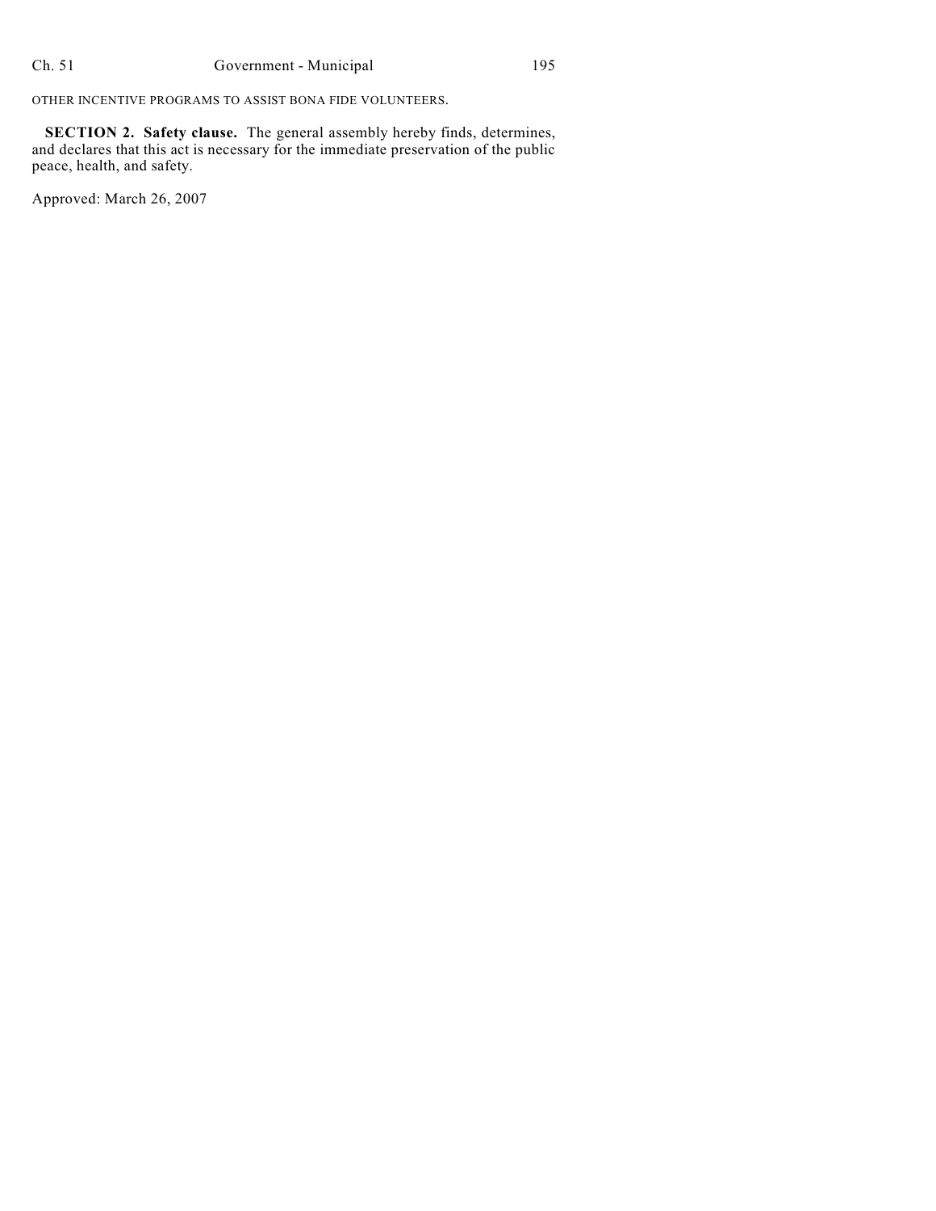OTHER INCENTIVE PROGRAMS TO ASSIST BONA FIDE VOLUNTEERS.

**SECTION 2. Safety clause.** The general assembly hereby finds, determines, and declares that this act is necessary for the immediate preservation of the public peace, health, and safety.

Approved: March 26, 2007